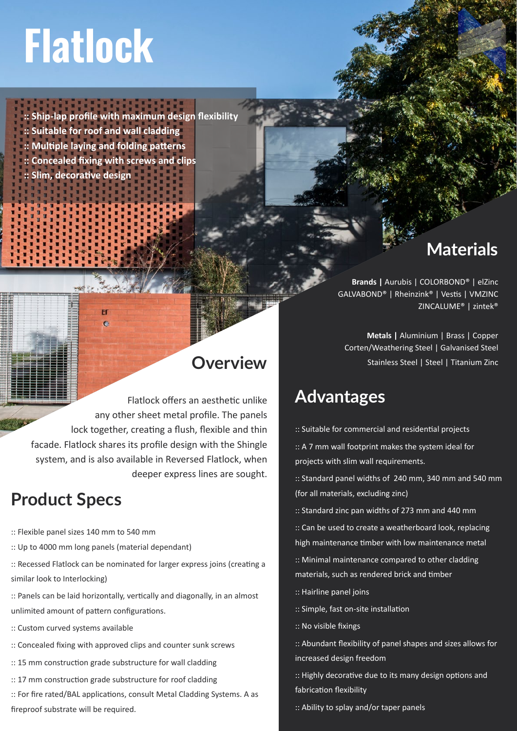# Flatlock

- :: Ship-lap profile with maximum design flexibility
- :: Suitable for roof and wall cladding
- :: Multiple laying and folding patterns
- :: Concealed fixing with screws and clips
- :: Slim, decorative design

## Overview

Flatlock offers an aesthetic unlike any other sheet metal profile. The panels lock together, creating a flush, flexible and thin facade. Flatlock shares its profile design with the Shingle system, and is also available in Reversed Flatlock, when deeper express lines are sought.

## Product Specs

:: Flexible panel sizes 140 mm to 540 mm

:: Up to 4000 mm long panels (material dependant)

:: Recessed Flatlock can be nominated for larger express joins (creating a similar look to Interlocking)

:: Panels can be laid horizontally, vertically and diagonally, in an almost unlimited amount of pattern configurations.

:: Custom curved systems available

:: Concealed fixing with approved clips and counter sunk screws

:: 15 mm construction grade substructure for wall cladding

:: 17 mm construction grade substructure for roof cladding

:: For fire rated/BAL applications, consult Metal Cladding Systems. A as fireproof substrate will be required.

## Materials

**Brands |** Aurubis | COLORBOND® | elZinc GALVABOND® | Rheinzink® | Vestis | VMZINC ZINCALUME® | zintek®

**Metals |** Aluminium | Brass | Copper Corten/Weathering Steel | Galvanised Steel Stainless Steel | Steel | Titanium Zinc

## Advantages

:: Suitable for commercial and residential projects

:: A 7 mm wall footprint makes the system ideal for projects with slim wall requirements.

:: Standard panel widths of 240 mm, 340 mm and 540 mm (for all materials, excluding zinc)

:: Standard zinc pan widths of 273 mm and 440 mm

:: Can be used to create a weatherboard look, replacing high maintenance timber with low maintenance metal

:: Minimal maintenance compared to other cladding materials, such as rendered brick and timber

:: Hairline panel joins

:: Simple, fast on-site installation

:: No visible fixings

:: Abundant flexibility of panel shapes and sizes allows for increased design freedom

:: Highly decorative due to its many design options and fabrication flexibility

:: Ability to splay and/or taper panels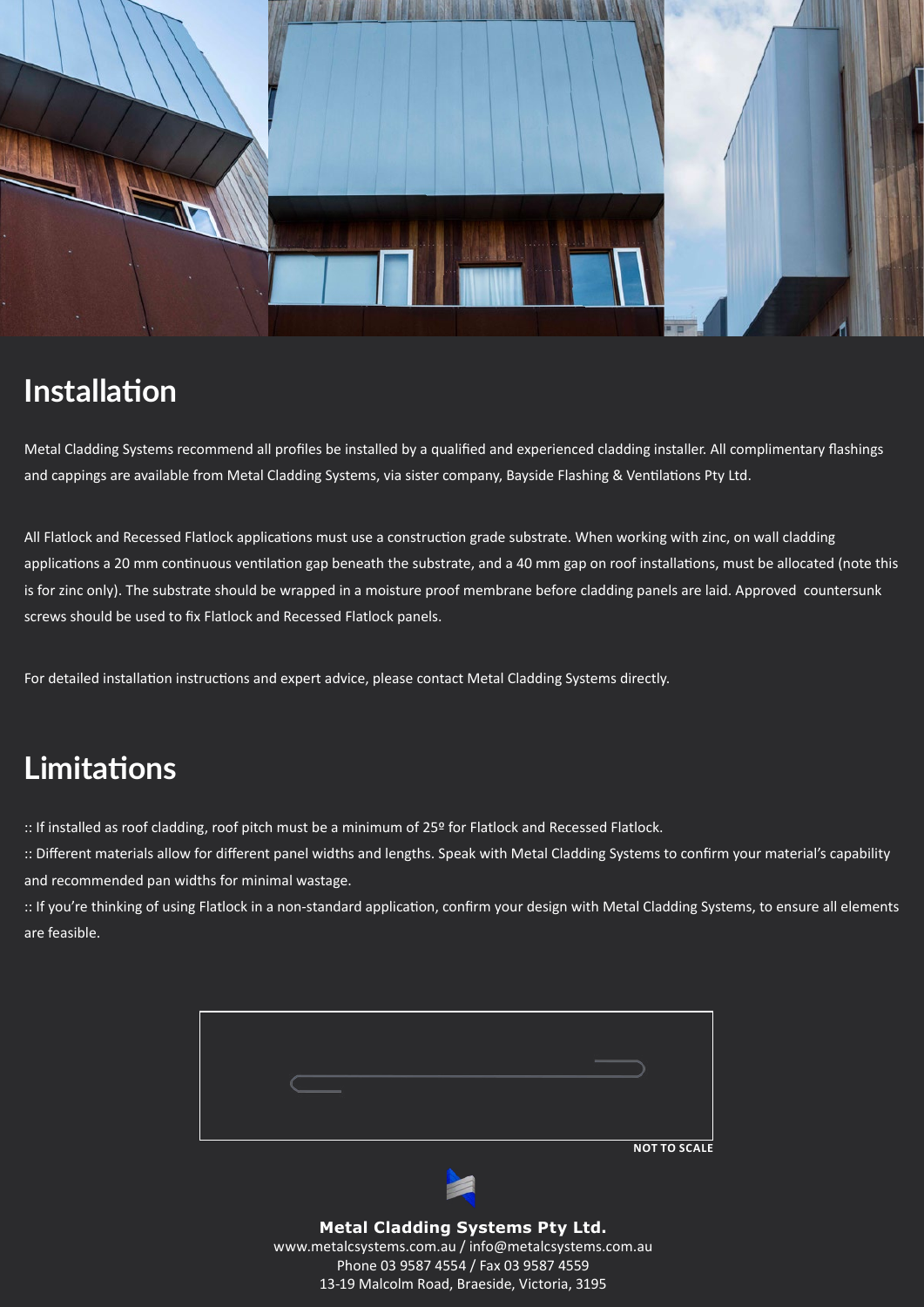## Installation

Metal Cladding Systems recommend all profiles be installed by a qualified and experienced cladding installer. All complimentary flashings and cappings are available from Metal Cladding Systems, via sister company, Bayside Flashing & Ventilations Pty Ltd.

All Flatlock and Recessed Flatlock applications must use a construction grade substrate. When working with zinc, on wall cladding applications a 20 mm continuous ventilation gap beneath the substrate, and a 40 mm gap on roof installations, must be allocated (note this is for zinc only). The substrate should be wrapped in a moisture proof membrane before cladding panels are laid. Approved countersunk screws should be used to fix Flatlock and Recessed Flatlock panels.

For detailed installation instructions and expert advice, please contact Metal Cladding Systems directly.

## Limitations

:: If installed as roof cladding, roof pitch must be a minimum of 25º for Flatlock and Recessed Flatlock.

:: Different materials allow for different panel widths and lengths. Speak with Metal Cladding Systems to confirm your material's capability and recommended pan widths for minimal wastage.

:: If you're thinking of using Flatlock in a non-standard application, confirm your design with Metal Cladding Systems, to ensure all elements are feasible.

NOT TO SCALE

**Metal Cladding Systems Pty Ltd.**
www.metalcsystems.com.au / info@metalcsystems.com.au
Phone 03 9587 4554 / Fax 03 9587 4559
13-19 Malcolm Road, Braeside, Victoria, 3195